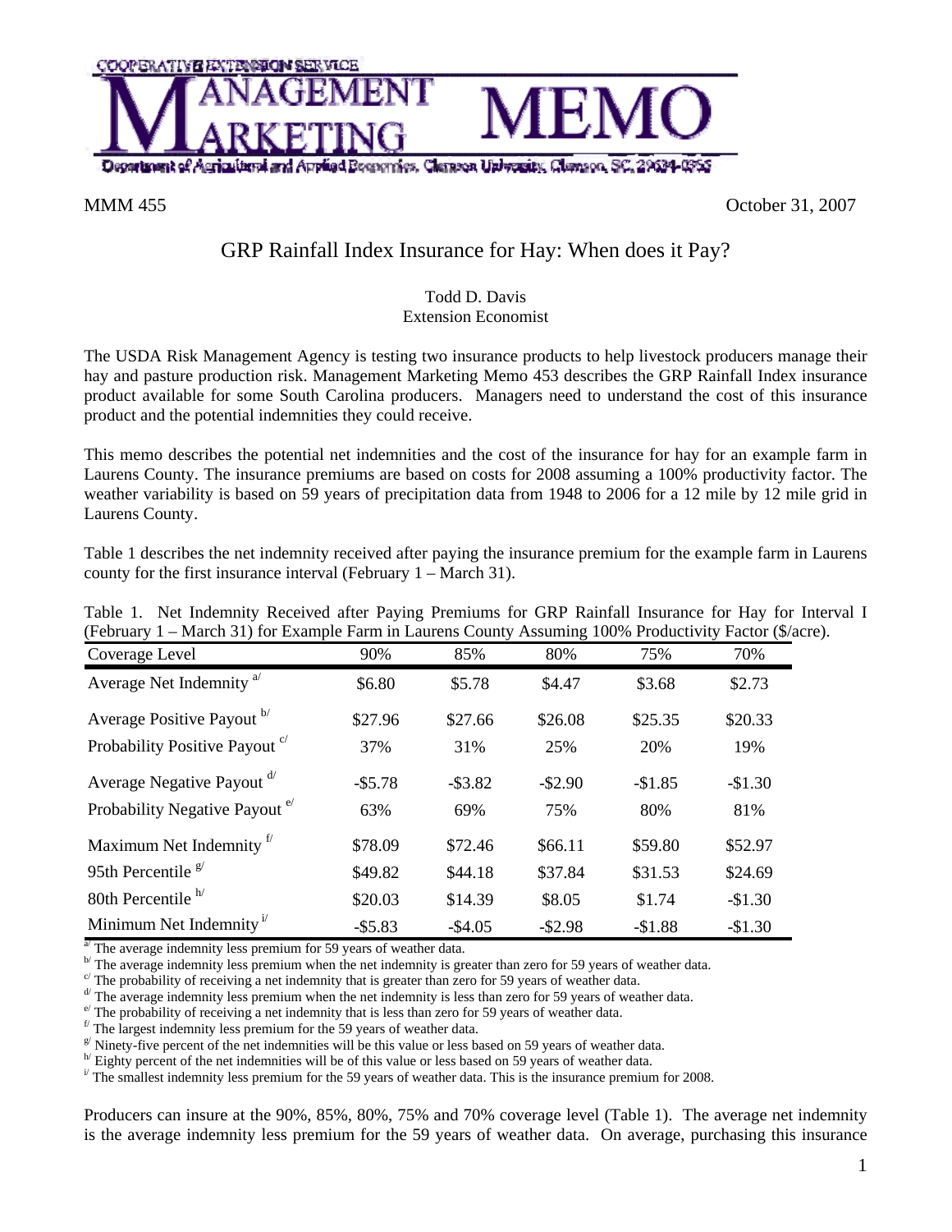COOPERATIVE EXTENSION SERVICE

# MANAGEMENT MARKETING MEMO

Department of Agricultural and Applied Economics, Clemson University, Clemson, SC, 29634-0355

MMM 455 October 31, 2007

## GRP Rainfall Index Insurance for Hay: When does it Pay?

Todd D. Davis
Extension Economist

The USDA Risk Management Agency is testing two insurance products to help livestock producers manage their hay and pasture production risk. Management Marketing Memo 453 describes the GRP Rainfall Index insurance product available for some South Carolina producers. Managers need to understand the cost of this insurance product and the potential indemnities they could receive.

This memo describes the potential net indemnities and the cost of the insurance for hay for an example farm in Laurens County. The insurance premiums are based on costs for 2008 assuming a 100% productivity factor. The weather variability is based on 59 years of precipitation data from 1948 to 2006 for a 12 mile by 12 mile grid in Laurens County.

Table 1 describes the net indemnity received after paying the insurance premium for the example farm in Laurens county for the first insurance interval (February 1 – March 31).

Table 1. Net Indemnity Received after Paying Premiums for GRP Rainfall Insurance for Hay for Interval I (February 1 – March 31) for Example Farm in Laurens County Assuming 100% Productivity Factor ($/acre).

| Coverage Level | 90% | 85% | 80% | 75% | 70% |
|---|---|---|---|---|---|
| Average Net Indemnity [a/] | $6.80 | $5.78 | $4.47 | $3.68 | $2.73 |
| Average Positive Payout [b/] | $27.96 | $27.66 | $26.08 | $25.35 | $20.33 |
| Probability Positive Payout [c/] | 37% | 31% | 25% | 20% | 19% |
| Average Negative Payout [d/] | -$5.78 | -$3.82 | -$2.90 | -$1.85 | -$1.30 |
| Probability Negative Payout [e/] | 63% | 69% | 75% | 80% | 81% |
| Maximum Net Indemnity [f/] | $78.09 | $72.46 | $66.11 | $59.80 | $52.97 |
| 95th Percentile [g/] | $49.82 | $44.18 | $37.84 | $31.53 | $24.69 |
| 80th Percentile [h/] | $20.03 | $14.39 | $8.05 | $1.74 | -$1.30 |
| Minimum Net Indemnity [i/] | -$5.83 | -$4.05 | -$2.98 | -$1.88 | -$1.30 |

[a/] The average indemnity less premium for 59 years of weather data.
[b/] The average indemnity less premium when the net indemnity is greater than zero for 59 years of weather data.
[c/] The probability of receiving a net indemnity that is greater than zero for 59 years of weather data.
[d/] The average indemnity less premium when the net indemnity is less than zero for 59 years of weather data.
[e/] The probability of receiving a net indemnity that is less than zero for 59 years of weather data.
[f/] The largest indemnity less premium for the 59 years of weather data.
[g/] Ninety-five percent of the net indemnities will be this value or less based on 59 years of weather data.
[h/] Eighty percent of the net indemnities will be of this value or less based on 59 years of weather data.
[i/] The smallest indemnity less premium for the 59 years of weather data. This is the insurance premium for 2008.

Producers can insure at the 90%, 85%, 80%, 75% and 70% coverage level (Table 1). The average net indemnity is the average indemnity less premium for the 59 years of weather data. On average, purchasing this insurance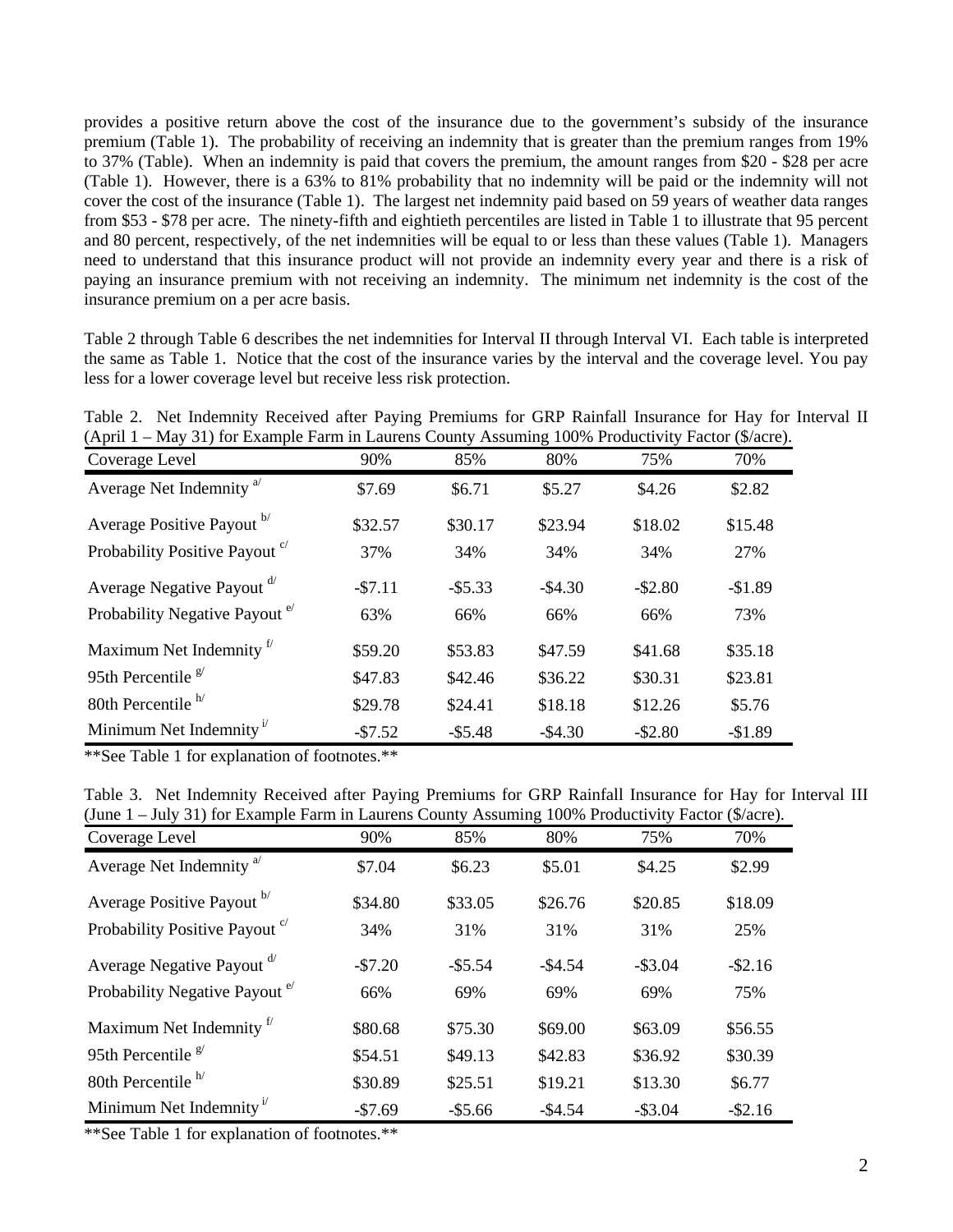provides a positive return above the cost of the insurance due to the government's subsidy of the insurance premium (Table 1). The probability of receiving an indemnity that is greater than the premium ranges from 19% to 37% (Table). When an indemnity is paid that covers the premium, the amount ranges from \$20 - \$28 per acre (Table 1). However, there is a 63% to 81% probability that no indemnity will be paid or the indemnity will not cover the cost of the insurance (Table 1). The largest net indemnity paid based on 59 years of weather data ranges from \$53 - \$78 per acre. The ninety-fifth and eightieth percentiles are listed in Table 1 to illustrate that 95 percent and 80 percent, respectively, of the net indemnities will be equal to or less than these values (Table 1). Managers need to understand that this insurance product will not provide an indemnity every year and there is a risk of paying an insurance premium with not receiving an indemnity. The minimum net indemnity is the cost of the insurance premium on a per acre basis.

Table 2 through Table 6 describes the net indemnities for Interval II through Interval VI. Each table is interpreted the same as Table 1. Notice that the cost of the insurance varies by the interval and the coverage level. You pay less for a lower coverage level but receive less risk protection.

Table 2. Net Indemnity Received after Paying Premiums for GRP Rainfall Insurance for Hay for Interval II (April 1 – May 31) for Example Farm in Laurens County Assuming 100% Productivity Factor (\$/acre).

| Coverage Level | 90% | 85% | 80% | 75% | 70% |
|---|---|---|---|---|---|
| Average Net Indemnity [a/] | \$7.69 | \$6.71 | \$5.27 | \$4.26 | \$2.82 |
| Average Positive Payout [b/] | \$32.57 | \$30.17 | \$23.94 | \$18.02 | \$15.48 |
| Probability Positive Payout [c/] | 37% | 34% | 34% | 34% | 27% |
| Average Negative Payout [d/] | -\$7.11 | -\$5.33 | -\$4.30 | -\$2.80 | -\$1.89 |
| Probability Negative Payout [e/] | 63% | 66% | 66% | 66% | 73% |
| Maximum Net Indemnity [f/] | \$59.20 | \$53.83 | \$47.59 | \$41.68 | \$35.18 |
| 95th Percentile [g/] | \$47.83 | \$42.46 | \$36.22 | \$30.31 | \$23.81 |
| 80th Percentile [h/] | \$29.78 | \$24.41 | \$18.18 | \$12.26 | \$5.76 |
| Minimum Net Indemnity [i/] | -\$7.52 | -\$5.48 | -\$4.30 | -\$2.80 | -\$1.89 |

**See Table 1 for explanation of footnotes.**

Table 3. Net Indemnity Received after Paying Premiums for GRP Rainfall Insurance for Hay for Interval III (June 1 – July 31) for Example Farm in Laurens County Assuming 100% Productivity Factor (\$/acre).

| Coverage Level | 90% | 85% | 80% | 75% | 70% |
|---|---|---|---|---|---|
| Average Net Indemnity [a/] | \$7.04 | \$6.23 | \$5.01 | \$4.25 | \$2.99 |
| Average Positive Payout [b/] | \$34.80 | \$33.05 | \$26.76 | \$20.85 | \$18.09 |
| Probability Positive Payout [c/] | 34% | 31% | 31% | 31% | 25% |
| Average Negative Payout [d/] | -\$7.20 | -\$5.54 | -\$4.54 | -\$3.04 | -\$2.16 |
| Probability Negative Payout [e/] | 66% | 69% | 69% | 69% | 75% |
| Maximum Net Indemnity [f/] | \$80.68 | \$75.30 | \$69.00 | \$63.09 | \$56.55 |
| 95th Percentile [g/] | \$54.51 | \$49.13 | \$42.83 | \$36.92 | \$30.39 |
| 80th Percentile [h/] | \$30.89 | \$25.51 | \$19.21 | \$13.30 | \$6.77 |
| Minimum Net Indemnity [i/] | -\$7.69 | -\$5.66 | -\$4.54 | -\$3.04 | -\$2.16 |

**See Table 1 for explanation of footnotes.**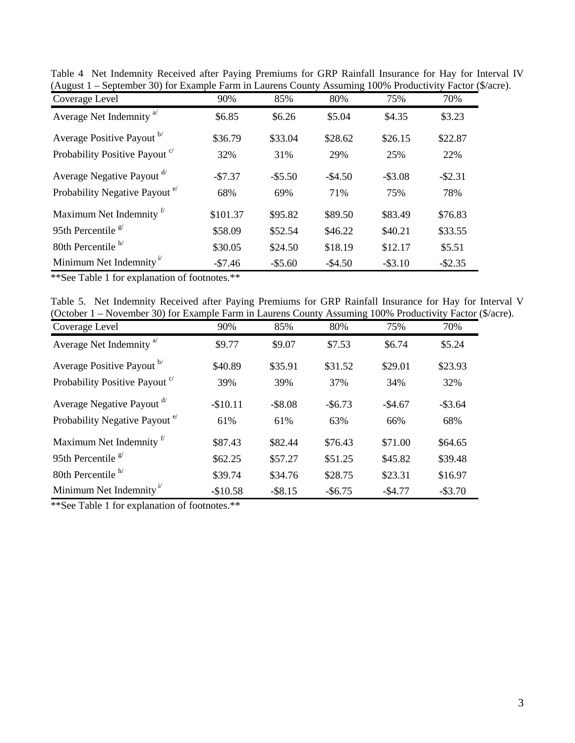Table 4 Net Indemnity Received after Paying Premiums for GRP Rainfall Insurance for Hay for Interval IV (August 1 – September 30) for Example Farm in Laurens County Assuming 100% Productivity Factor ($/acre).

| Coverage Level | 90% | 85% | 80% | 75% | 70% |
|---|---|---|---|---|---|
| Average Net Indemnity [a/] | $6.85 | $6.26 | $5.04 | $4.35 | $3.23 |
| Average Positive Payout [b/] | $36.79 | $33.04 | $28.62 | $26.15 | $22.87 |
| Probability Positive Payout [c/] | 32% | 31% | 29% | 25% | 22% |
| Average Negative Payout [d/] | -$7.37 | -$5.50 | -$4.50 | -$3.08 | -$2.31 |
| Probability Negative Payout [e/] | 68% | 69% | 71% | 75% | 78% |
| Maximum Net Indemnity [f/] | $101.37 | $95.82 | $89.50 | $83.49 | $76.83 |
| 95th Percentile [g/] | $58.09 | $52.54 | $46.22 | $40.21 | $33.55 |
| 80th Percentile [h/] | $30.05 | $24.50 | $18.19 | $12.17 | $5.51 |
| Minimum Net Indemnity [i/] | -$7.46 | -$5.60 | -$4.50 | -$3.10 | -$2.35 |

**See Table 1 for explanation of footnotes.**

Table 5. Net Indemnity Received after Paying Premiums for GRP Rainfall Insurance for Hay for Interval V (October 1 – November 30) for Example Farm in Laurens County Assuming 100% Productivity Factor ($/acre).

| Coverage Level | 90% | 85% | 80% | 75% | 70% |
|---|---|---|---|---|---|
| Average Net Indemnity [a/] | $9.77 | $9.07 | $7.53 | $6.74 | $5.24 |
| Average Positive Payout [b/] | $40.89 | $35.91 | $31.52 | $29.01 | $23.93 |
| Probability Positive Payout [c/] | 39% | 39% | 37% | 34% | 32% |
| Average Negative Payout [d/] | -$10.11 | -$8.08 | -$6.73 | -$4.67 | -$3.64 |
| Probability Negative Payout [e/] | 61% | 61% | 63% | 66% | 68% |
| Maximum Net Indemnity [f/] | $87.43 | $82.44 | $76.43 | $71.00 | $64.65 |
| 95th Percentile [g/] | $62.25 | $57.27 | $51.25 | $45.82 | $39.48 |
| 80th Percentile [h/] | $39.74 | $34.76 | $28.75 | $23.31 | $16.97 |
| Minimum Net Indemnity [i/] | -$10.58 | -$8.15 | -$6.75 | -$4.77 | -$3.70 |

**See Table 1 for explanation of footnotes.**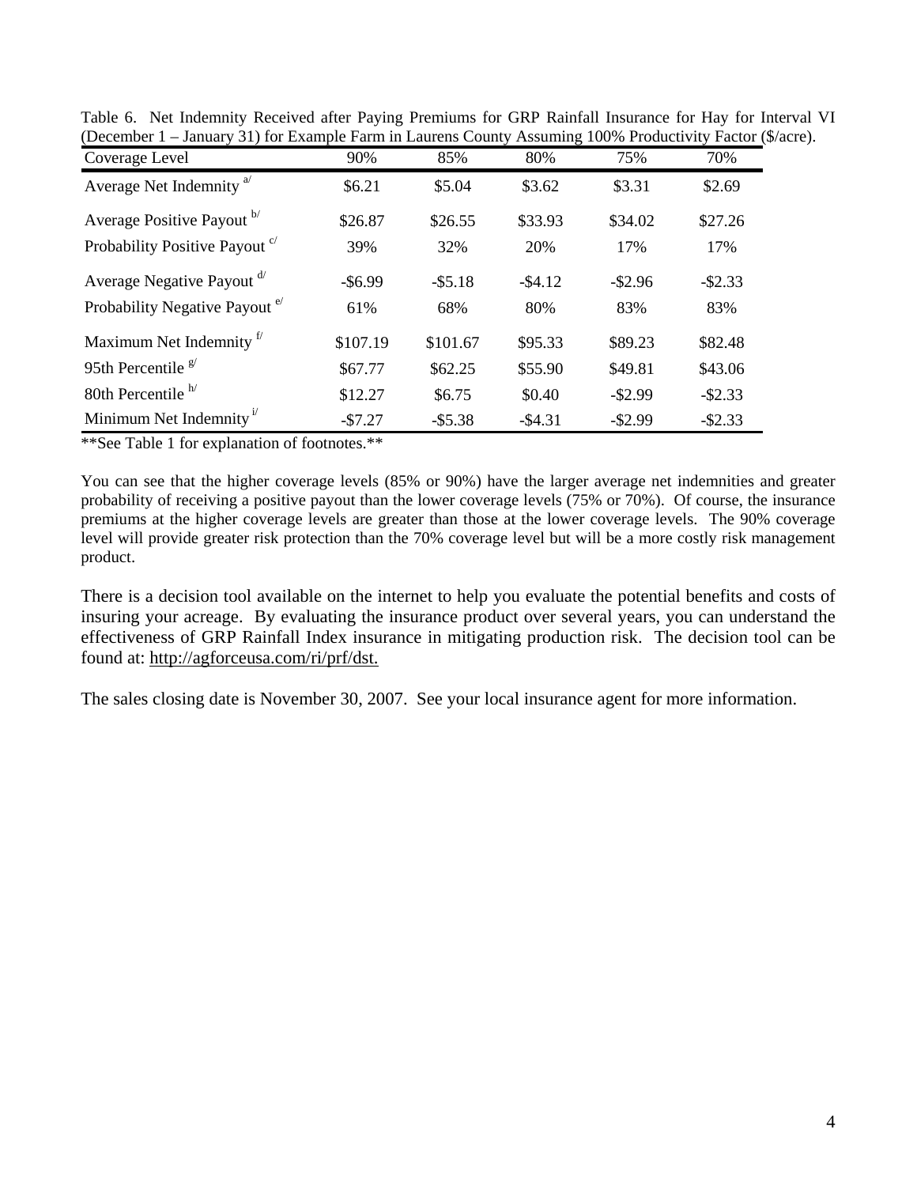Table 6. Net Indemnity Received after Paying Premiums for GRP Rainfall Insurance for Hay for Interval VI (December 1 – January 31) for Example Farm in Laurens County Assuming 100% Productivity Factor ($/acre).

| Coverage Level | 90% | 85% | 80% | 75% | 70% |
|---|---|---|---|---|---|
| Average Net Indemnity [a/] | $6.21 | $5.04 | $3.62 | $3.31 | $2.69 |
| Average Positive Payout [b/] | $26.87 | $26.55 | $33.93 | $34.02 | $27.26 |
| Probability Positive Payout [c/] | 39% | 32% | 20% | 17% | 17% |
| Average Negative Payout [d/] | -$6.99 | -$5.18 | -$4.12 | -$2.96 | -$2.33 |
| Probability Negative Payout [e/] | 61% | 68% | 80% | 83% | 83% |
| Maximum Net Indemnity [f/] | $107.19 | $101.67 | $95.33 | $89.23 | $82.48 |
| 95th Percentile [g/] | $67.77 | $62.25 | $55.90 | $49.81 | $43.06 |
| 80th Percentile [h/] | $12.27 | $6.75 | $0.40 | -$2.99 | -$2.33 |
| Minimum Net Indemnity [i/] | -$7.27 | -$5.38 | -$4.31 | -$2.99 | -$2.33 |

**See Table 1 for explanation of footnotes.**

You can see that the higher coverage levels (85% or 90%) have the larger average net indemnities and greater probability of receiving a positive payout than the lower coverage levels (75% or 70%). Of course, the insurance premiums at the higher coverage levels are greater than those at the lower coverage levels. The 90% coverage level will provide greater risk protection than the 70% coverage level but will be a more costly risk management product.

There is a decision tool available on the internet to help you evaluate the potential benefits and costs of insuring your acreage. By evaluating the insurance product over several years, you can understand the effectiveness of GRP Rainfall Index insurance in mitigating production risk. The decision tool can be found at: http://agforceusa.com/ri/prf/dst.

The sales closing date is November 30, 2007. See your local insurance agent for more information.